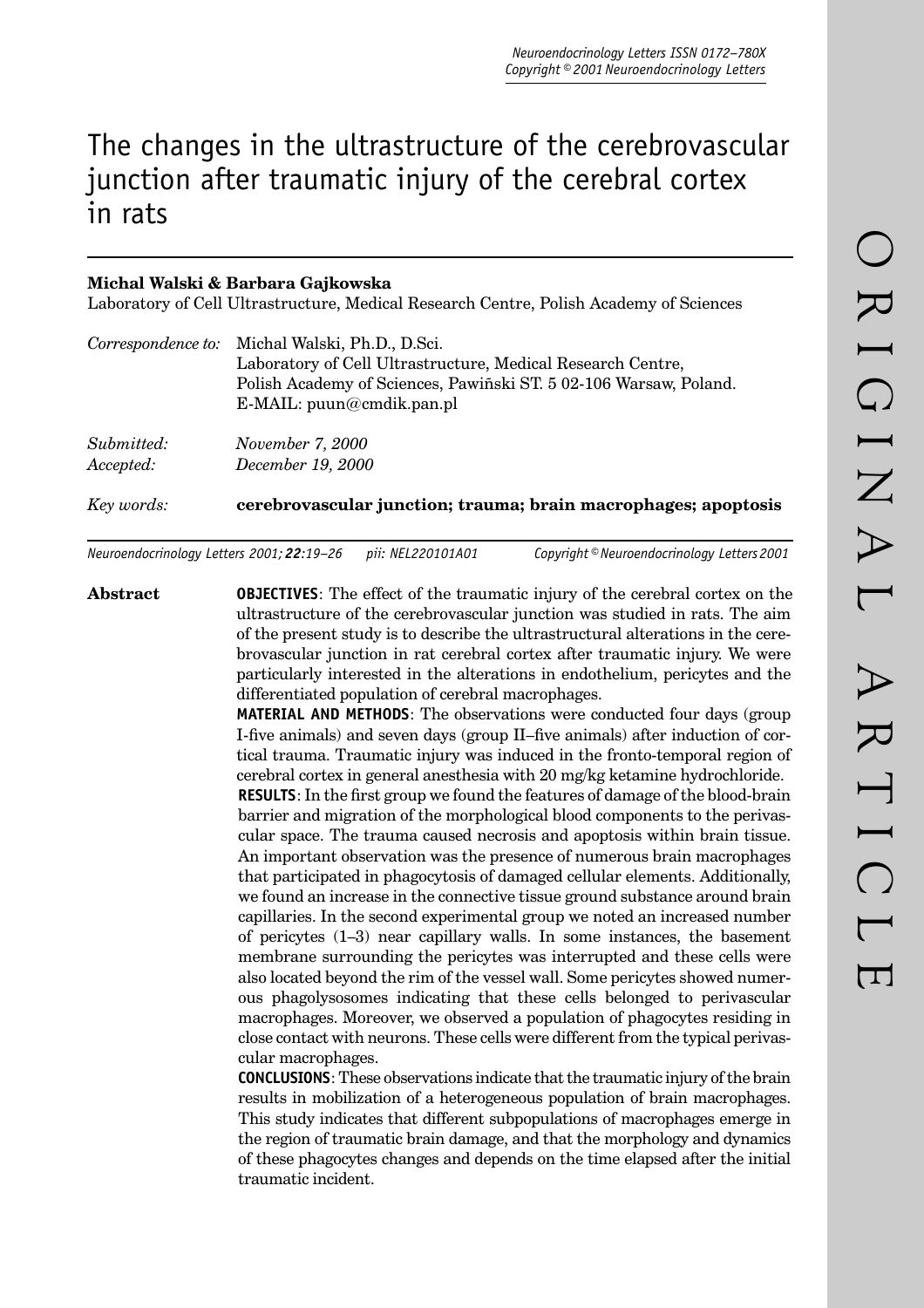# The changes in the ultrastructure of the cerebrovascular junction after traumatic injury of the cerebral cortex in rats

**Michal Walski & Barbara Gajkowska**

Laboratory of Cell Ultrastructure, Medical Research Centre, Polish Academy of Sciences

*Correspondence to:* Michal Walski, Ph.D., D.Sci.
Laboratory of Cell Ultrastructure, Medical Research Centre,
Polish Academy of Sciences, Pawiñski ST. 5 02-106 Warsaw, Poland.
E-MAIL: puun@cmdik.pan.pl

*Submitted:* *November 7, 2000*
*Accepted:* *December 19, 2000*

*Key words:* **cerebrovascular junction; trauma; brain macrophages; apoptosis**

*Neuroendocrinology Letters 2001; **22**:19–26 pii: NEL220101A01 Copyright © Neuroendocrinology Letters 2001*

**Abstract**

**OBJECTIVES**: The effect of the traumatic injury of the cerebral cortex on the ultrastructure of the cerebrovascular junction was studied in rats. The aim of the present study is to describe the ultrastructural alterations in the cerebrovascular junction in rat cerebral cortex after traumatic injury. We were particularly interested in the alterations in endothelium, pericytes and the differentiated population of cerebral macrophages.

**MATERIAL AND METHODS**: The observations were conducted four days (group I-five animals) and seven days (group II–five animals) after induction of cortical trauma. Traumatic injury was induced in the fronto-temporal region of cerebral cortex in general anesthesia with 20 mg/kg ketamine hydrochloride.

**RESULTS**: In the first group we found the features of damage of the blood-brain barrier and migration of the morphological blood components to the perivascular space. The trauma caused necrosis and apoptosis within brain tissue. An important observation was the presence of numerous brain macrophages that participated in phagocytosis of damaged cellular elements. Additionally, we found an increase in the connective tissue ground substance around brain capillaries. In the second experimental group we noted an increased number of pericytes (1–3) near capillary walls. In some instances, the basement membrane surrounding the pericytes was interrupted and these cells were also located beyond the rim of the vessel wall. Some pericytes showed numerous phagolysosomes indicating that these cells belonged to perivascular macrophages. Moreover, we observed a population of phagocytes residing in close contact with neurons. These cells were different from the typical perivascular macrophages.

**CONCLUSIONS**: These observations indicate that the traumatic injury of the brain results in mobilization of a heterogeneous population of brain macrophages. This study indicates that different subpopulations of macrophages emerge in the region of traumatic brain damage, and that the morphology and dynamics of these phagocytes changes and depends on the time elapsed after the initial traumatic incident.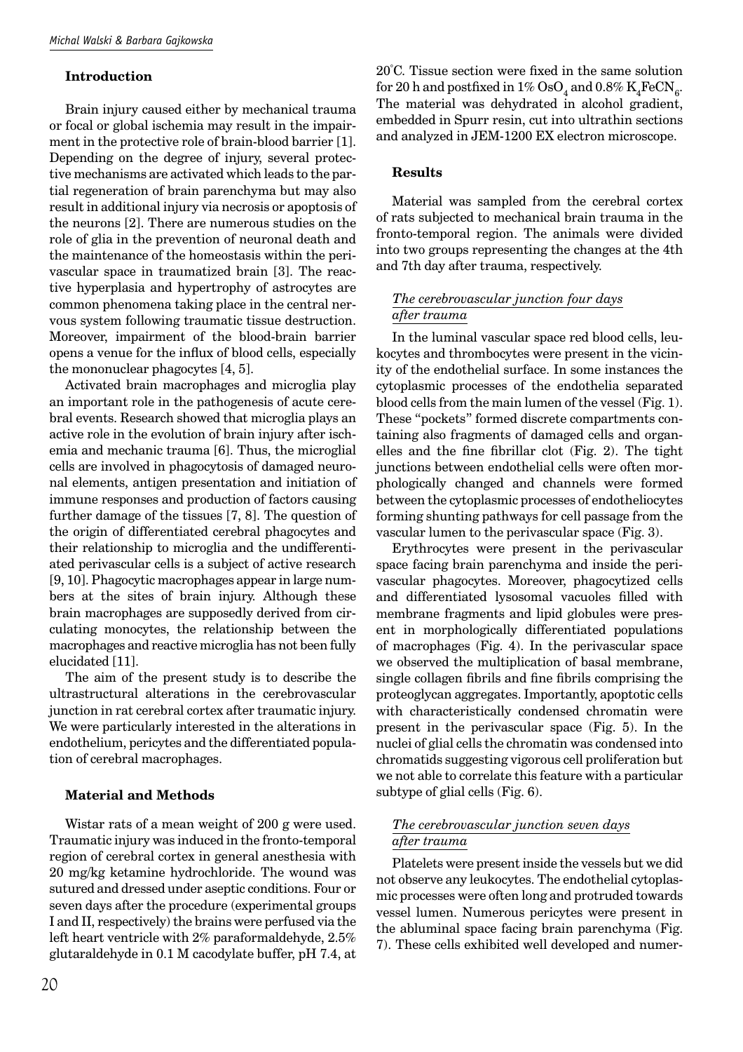## Introduction

Brain injury caused either by mechanical trauma or focal or global ischemia may result in the impairment in the protective role of brain-blood barrier [1]. Depending on the degree of injury, several protective mechanisms are activated which leads to the partial regeneration of brain parenchyma but may also result in additional injury via necrosis or apoptosis of the neurons [2]. There are numerous studies on the role of glia in the prevention of neuronal death and the maintenance of the homeostasis within the perivascular space in traumatized brain [3]. The reactive hyperplasia and hypertrophy of astrocytes are common phenomena taking place in the central nervous system following traumatic tissue destruction. Moreover, impairment of the blood-brain barrier opens a venue for the influx of blood cells, especially the mononuclear phagocytes [4, 5].

Activated brain macrophages and microglia play an important role in the pathogenesis of acute cerebral events. Research showed that microglia plays an active role in the evolution of brain injury after ischemia and mechanic trauma [6]. Thus, the microglial cells are involved in phagocytosis of damaged neuronal elements, antigen presentation and initiation of immune responses and production of factors causing further damage of the tissues [7, 8]. The question of the origin of differentiated cerebral phagocytes and their relationship to microglia and the undifferentiated perivascular cells is a subject of active research [9, 10]. Phagocytic macrophages appear in large numbers at the sites of brain injury. Although these brain macrophages are supposedly derived from circulating monocytes, the relationship between the macrophages and reactive microglia has not been fully elucidated [11].

The aim of the present study is to describe the ultrastructural alterations in the cerebrovascular junction in rat cerebral cortex after traumatic injury. We were particularly interested in the alterations in endothelium, pericytes and the differentiated population of cerebral macrophages.

## Material and Methods

Wistar rats of a mean weight of 200 g were used. Traumatic injury was induced in the fronto-temporal region of cerebral cortex in general anesthesia with 20 mg/kg ketamine hydrochloride. The wound was sutured and dressed under aseptic conditions. Four or seven days after the procedure (experimental groups I and II, respectively) the brains were perfused via the left heart ventricle with 2% paraformaldehyde, 2.5% glutaraldehyde in 0.1 M cacodylate buffer, pH 7.4, at 20°C. Tissue section were fixed in the same solution for 20 h and postfixed in 1% $OsO_4$ and 0.8% $K_4FeCN_6$. The material was dehydrated in alcohol gradient, embedded in Spurr resin, cut into ultrathin sections and analyzed in JEM-1200 EX electron microscope.

## Results

Material was sampled from the cerebral cortex of rats subjected to mechanical brain trauma in the fronto-temporal region. The animals were divided into two groups representing the changes at the 4th and 7th day after trauma, respectively.

### *The cerebrovascular junction four days after trauma*

In the luminal vascular space red blood cells, leukocytes and thrombocytes were present in the vicinity of the endothelial surface. In some instances the cytoplasmic processes of the endothelia separated blood cells from the main lumen of the vessel (Fig. 1). These "pockets" formed discrete compartments containing also fragments of damaged cells and organelles and the fine fibrillar clot (Fig. 2). The tight junctions between endothelial cells were often morphologically changed and channels were formed between the cytoplasmic processes of endotheliocytes forming shunting pathways for cell passage from the vascular lumen to the perivascular space (Fig. 3).

Erythrocytes were present in the perivascular space facing brain parenchyma and inside the perivascular phagocytes. Moreover, phagocytized cells and differentiated lysosomal vacuoles filled with membrane fragments and lipid globules were present in morphologically differentiated populations of macrophages (Fig. 4). In the perivascular space we observed the multiplication of basal membrane, single collagen fibrils and fine fibrils comprising the proteoglycan aggregates. Importantly, apoptotic cells with characteristically condensed chromatin were present in the perivascular space (Fig. 5). In the nuclei of glial cells the chromatin was condensed into chromatids suggesting vigorous cell proliferation but we not able to correlate this feature with a particular subtype of glial cells (Fig. 6).

### *The cerebrovascular junction seven days after trauma*

Platelets were present inside the vessels but we did not observe any leukocytes. The endothelial cytoplasmic processes were often long and protruded towards vessel lumen. Numerous pericytes were present in the abluminal space facing brain parenchyma (Fig. 7). These cells exhibited well developed and numer-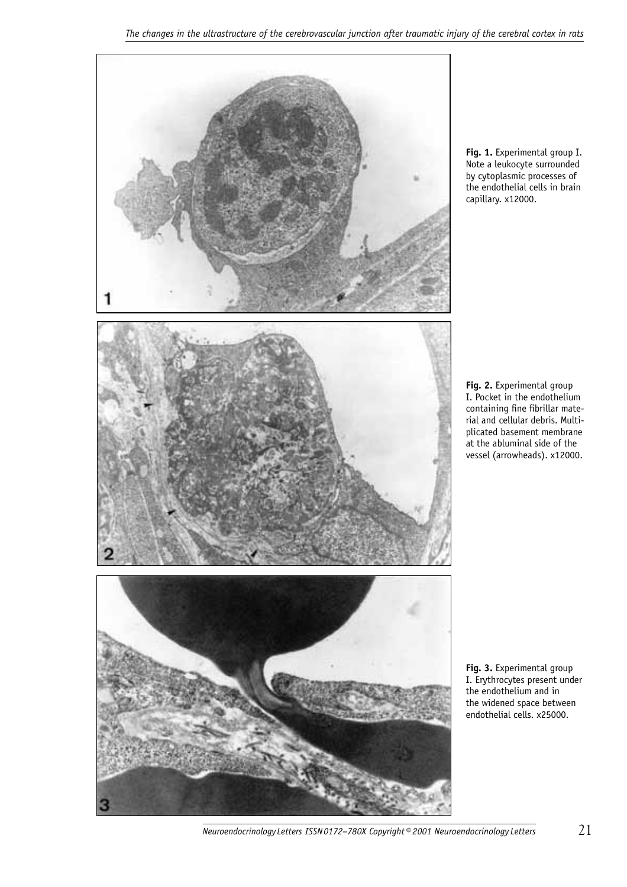**Fig. 1.** Experimental group I. Note a leukocyte surrounded by cytoplasmic processes of the endothelial cells in brain capillary. x12000.

**Fig. 2.** Experimental group I. Pocket in the endothelium containing fine fibrillar material and cellular debris. Multiplicated basement membrane at the abluminal side of the vessel (arrowheads). x12000.

**Fig. 3.** Experimental group I. Erythrocytes present under the endothelium and in the widened space between endothelial cells. x25000.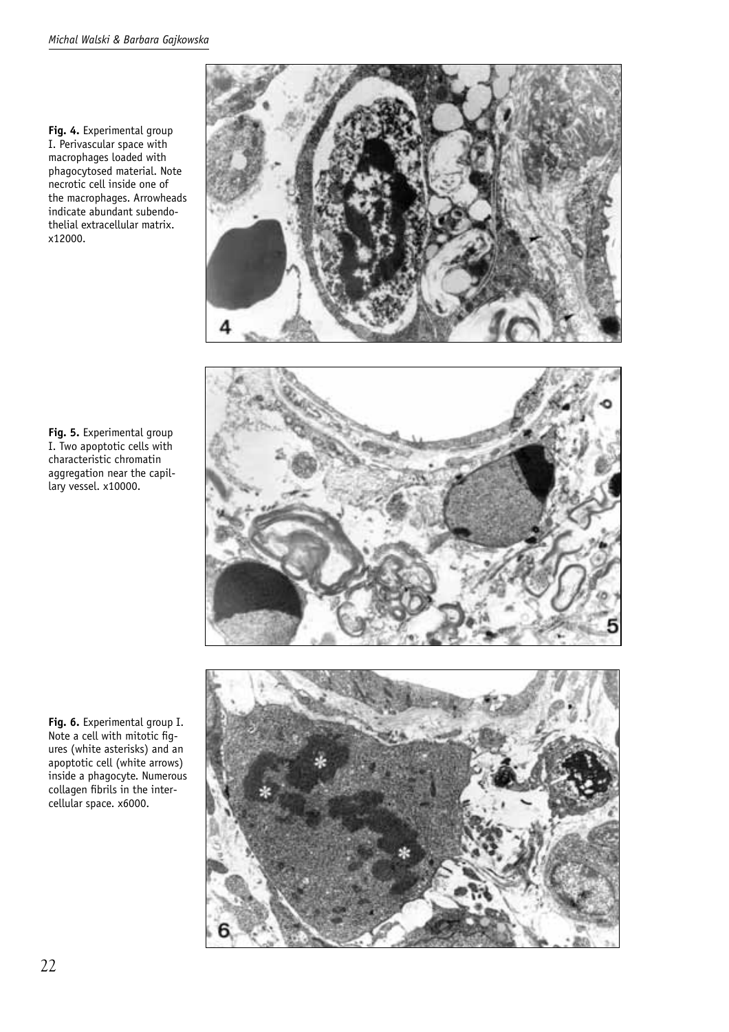**Fig. 4.** Experimental group I. Perivascular space with macrophages loaded with phagocytosed material. Note necrotic cell inside one of the macrophages. Arrowheads indicate abundant subendothelial extracellular matrix. x12000.

**Fig. 5.** Experimental group I. Two apoptotic cells with characteristic chromatin aggregation near the capillary vessel. x10000.

**Fig. 6.** Experimental group I. Note a cell with mitotic figures (white asterisks) and an apoptotic cell (white arrows) inside a phagocyte. Numerous collagen fibrils in the intercellular space. x6000.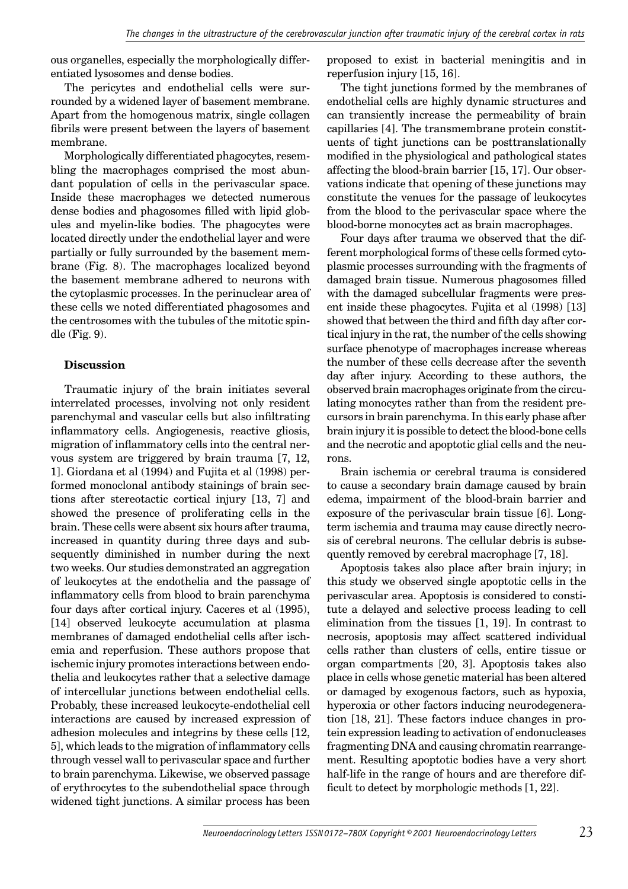ous organelles, especially the morphologically differentiated lysosomes and dense bodies.

The pericytes and endothelial cells were surrounded by a widened layer of basement membrane. Apart from the homogenous matrix, single collagen fibrils were present between the layers of basement membrane.

Morphologically differentiated phagocytes, resembling the macrophages comprised the most abundant population of cells in the perivascular space. Inside these macrophages we detected numerous dense bodies and phagosomes filled with lipid globules and myelin-like bodies. The phagocytes were located directly under the endothelial layer and were partially or fully surrounded by the basement membrane (Fig. 8). The macrophages localized beyond the basement membrane adhered to neurons with the cytoplasmic processes. In the perinuclear area of these cells we noted differentiated phagosomes and the centrosomes with the tubules of the mitotic spindle (Fig. 9).

## Discussion

Traumatic injury of the brain initiates several interrelated processes, involving not only resident parenchymal and vascular cells but also infiltrating inflammatory cells. Angiogenesis, reactive gliosis, migration of inflammatory cells into the central nervous system are triggered by brain trauma [7, 12, 1]. Giordana et al (1994) and Fujita et al (1998) performed monoclonal antibody stainings of brain sections after stereotactic cortical injury [13, 7] and showed the presence of proliferating cells in the brain. These cells were absent six hours after trauma, increased in quantity during three days and subsequently diminished in number during the next two weeks. Our studies demonstrated an aggregation of leukocytes at the endothelia and the passage of inflammatory cells from blood to brain parenchyma four days after cortical injury. Caceres et al (1995), [14] observed leukocyte accumulation at plasma membranes of damaged endothelial cells after ischemia and reperfusion. These authors propose that ischemic injury promotes interactions between endothelia and leukocytes rather that a selective damage of intercellular junctions between endothelial cells. Probably, these increased leukocyte-endothelial cell interactions are caused by increased expression of adhesion molecules and integrins by these cells [12, 5], which leads to the migration of inflammatory cells through vessel wall to perivascular space and further to brain parenchyma. Likewise, we observed passage of erythrocytes to the subendothelial space through widened tight junctions. A similar process has been proposed to exist in bacterial meningitis and in reperfusion injury [15, 16].

The tight junctions formed by the membranes of endothelial cells are highly dynamic structures and can transiently increase the permeability of brain capillaries [4]. The transmembrane protein constituents of tight junctions can be posttranslationally modified in the physiological and pathological states affecting the blood-brain barrier [15, 17]. Our observations indicate that opening of these junctions may constitute the venues for the passage of leukocytes from the blood to the perivascular space where the blood-borne monocytes act as brain macrophages.

Four days after trauma we observed that the different morphological forms of these cells formed cytoplasmic processes surrounding with the fragments of damaged brain tissue. Numerous phagosomes filled with the damaged subcellular fragments were present inside these phagocytes. Fujita et al (1998) [13] showed that between the third and fifth day after cortical injury in the rat, the number of the cells showing surface phenotype of macrophages increase whereas the number of these cells decrease after the seventh day after injury. According to these authors, the observed brain macrophages originate from the circulating monocytes rather than from the resident precursors in brain parenchyma. In this early phase after brain injury it is possible to detect the blood-bone cells and the necrotic and apoptotic glial cells and the neurons.

Brain ischemia or cerebral trauma is considered to cause a secondary brain damage caused by brain edema, impairment of the blood-brain barrier and exposure of the perivascular brain tissue [6]. Long-term ischemia and trauma may cause directly necrosis of cerebral neurons. The cellular debris is subsequently removed by cerebral macrophage [7, 18].

Apoptosis takes also place after brain injury; in this study we observed single apoptotic cells in the perivascular area. Apoptosis is considered to constitute a delayed and selective process leading to cell elimination from the tissues [1, 19]. In contrast to necrosis, apoptosis may affect scattered individual cells rather than clusters of cells, entire tissue or organ compartments [20, 3]. Apoptosis takes also place in cells whose genetic material has been altered or damaged by exogenous factors, such as hypoxia, hyperoxia or other factors inducing neurodegeneration [18, 21]. These factors induce changes in protein expression leading to activation of endonucleases fragmenting DNA and causing chromatin rearrangement. Resulting apoptotic bodies have a very short half-life in the range of hours and are therefore difficult to detect by morphologic methods [1, 22].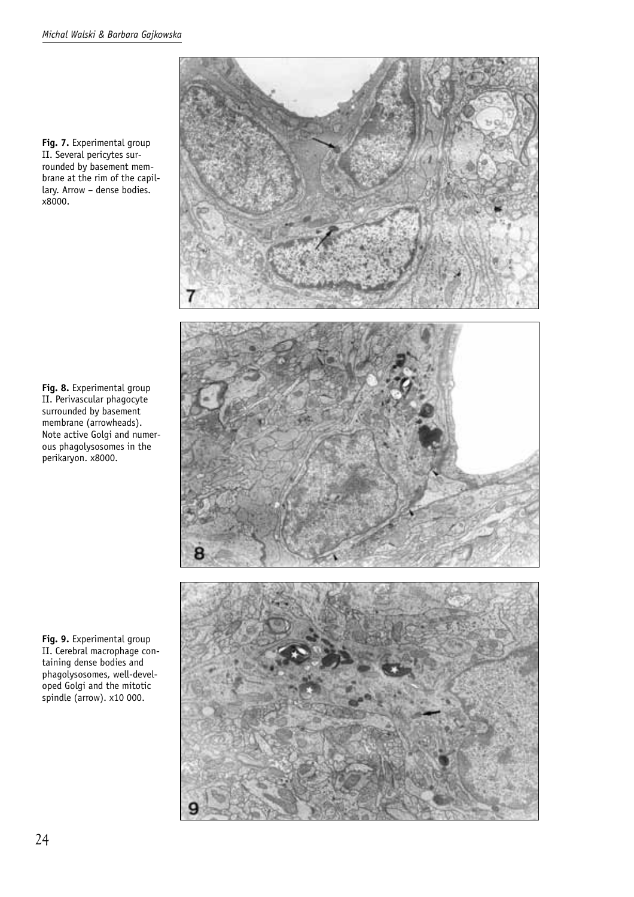**Fig. 7.** Experimental group II. Several pericytes surrounded by basement membrane at the rim of the capillary. Arrow – dense bodies. x8000.

**Fig. 8.** Experimental group II. Perivascular phagocyte surrounded by basement membrane (arrowheads). Note active Golgi and numerous phagolysosomes in the perikaryon. x8000.

**Fig. 9.** Experimental group II. Cerebral macrophage containing dense bodies and phagolysosomes, well-developed Golgi and the mitotic spindle (arrow). x10 000.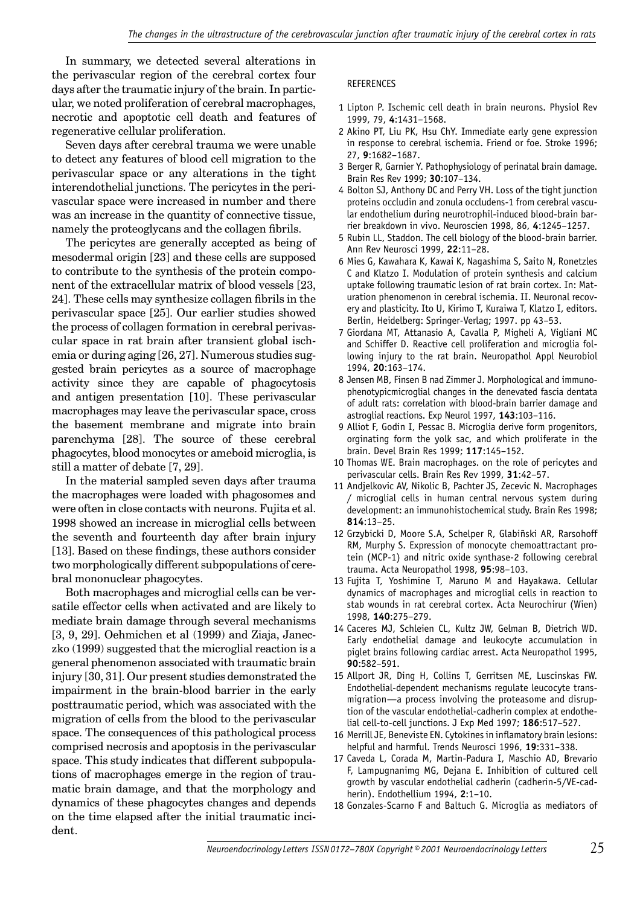In summary, we detected several alterations in the perivascular region of the cerebral cortex four days after the traumatic injury of the brain. In particular, we noted proliferation of cerebral macrophages, necrotic and apoptotic cell death and features of regenerative cellular proliferation.

Seven days after cerebral trauma we were unable to detect any features of blood cell migration to the perivascular space or any alterations in the tight interendothelial junctions. The pericytes in the perivascular space were increased in number and there was an increase in the quantity of connective tissue, namely the proteoglycans and the collagen fibrils.

The pericytes are generally accepted as being of mesodermal origin [23] and these cells are supposed to contribute to the synthesis of the protein component of the extracellular matrix of blood vessels [23, 24]. These cells may synthesize collagen fibrils in the perivascular space [25]. Our earlier studies showed the process of collagen formation in cerebral perivascular space in rat brain after transient global ischemia or during aging [26, 27]. Numerous studies suggested brain pericytes as a source of macrophage activity since they are capable of phagocytosis and antigen presentation [10]. These perivascular macrophages may leave the perivascular space, cross the basement membrane and migrate into brain parenchyma [28]. The source of these cerebral phagocytes, blood monocytes or ameboid microglia, is still a matter of debate [7, 29].

In the material sampled seven days after trauma the macrophages were loaded with phagosomes and were often in close contacts with neurons. Fujita et al. 1998 showed an increase in microglial cells between the seventh and fourteenth day after brain injury [13]. Based on these findings, these authors consider two morphologically different subpopulations of cerebral mononuclear phagocytes.

Both macrophages and microglial cells can be versatile effector cells when activated and are likely to mediate brain damage through several mechanisms [3, 9, 29]. Oehmichen et al (1999) and Ziaja, Janeczko (1999) suggested that the microglial reaction is a general phenomenon associated with traumatic brain injury [30, 31]. Our present studies demonstrated the impairment in the brain-blood barrier in the early posttraumatic period, which was associated with the migration of cells from the blood to the perivascular space. The consequences of this pathological process comprised necrosis and apoptosis in the perivascular space. This study indicates that different subpopulations of macrophages emerge in the region of traumatic brain damage, and that the morphology and dynamics of these phagocytes changes and depends on the time elapsed after the initial traumatic incident.

REFERENCES

1 Lipton P. Ischemic cell death in brain neurons. Physiol Rev 1999, 79, **4**:1431–1568.

2 Akino PT, Liu PK, Hsu ChY. Immediate early gene expression in response to cerebral ischemia. Friend or foe. Stroke 1996; 27, **9**:1682–1687.

3 Berger R, Garnier Y. Pathophysiology of perinatal brain damage. Brain Res Rev 1999; **30**:107–134.

4 Bolton SJ, Anthony DC and Perry VH. Loss of the tight junction proteins occludin and zonula occludens-1 from cerebral vascular endothelium during neurotrophil-induced blood-brain barrier breakdown in vivo. Neuroscien 1998, 86, **4**:1245–1257.

5 Rubin LL, Staddon. The cell biology of the blood-brain barrier. Ann Rev Neurosci 1999, **22**:11–28.

6 Mies G, Kawahara K, Kawai K, Nagashima S, Saito N, Ronetzles C and Klatzo I. Modulation of protein synthesis and calcium uptake following traumatic lesion of rat brain cortex. In: Maturation phenomenon in cerebral ischemia. II. Neuronal recovery and plasticity. Ito U, Kirimo T, Kuraiwa T, Klatzo I, editors. Berlin, Heidelberg: Springer-Verlag; 1997. pp 43–53.

7 Giordana MT, Attanasio A, Cavalla P, Migheli A, Vigliani MC and Schiffer D. Reactive cell proliferation and microglia following injury to the rat brain. Neuropathol Appl Neurobiol 1994, **20**:163–174.

8 Jensen MB, Finsen B nad Zimmer J. Morphological and immunophenotypicmicroglial changes in the denevated fascia dentata of adult rats: correlation with blood-brain barrier damage and astroglial reactions. Exp Neurol 1997, **143**:103–116.

9 Alliot F, Godin I, Pessac B. Microglia derive form progenitors, orginating form the yolk sac, and which proliferate in the brain. Devel Brain Res 1999; **117**:145–152.

10 Thomas WE. Brain macrophages. on the role of pericytes and perivascular cells. Brain Res Rev 1999, **31**:42–57.

11 Andjelkovic AV, Nikolic B, Pachter JS, Zecevic N. Macrophages / microglial cells in human central nervous system during development: an immunohistochemical study. Brain Res 1998; **814**:13–25.

12 Grzybicki D, Moore S.A, Schelper R, Glabiñski AR, Rarsohoff RM, Murphy S. Expression of monocyte chemoattractant protein (MCP-1) and nitric oxide synthase-2 following cerebral trauma. Acta Neuropathol 1998, **95**:98–103.

13 Fujita T, Yoshimine T, Maruno M and Hayakawa. Cellular dynamics of macrophages and microglial cells in reaction to stab wounds in rat cerebral cortex. Acta Neurochirur (Wien) 1998, **140**:275–279.

14 Caceres MJ, Schleien CL, Kultz JW, Gelman B, Dietrich WD. Early endothelial damage and leukocyte accumulation in piglet brains following cardiac arrest. Acta Neuropathol 1995, **90**:582–591.

15 Allport JR, Ding H, Collins T, Gerritsen ME, Luscinskas FW. Endothelial-dependent mechanisms regulate leucocyte transmigration—a process involving the proteasome and disruption of the vascular endothelial-cadherin complex at endothelial cell-to-cell junctions. J Exp Med 1997; **186**:517–527.

16 Merrill JE, Beneviste EN. Cytokines in inflamatory brain lesions: helpful and harmful. Trends Neurosci 1996, **19**:331–338.

17 Caveda L, Corada M, Martin-Padura I, Maschio AD, Brevario F, Lampugnanimg MG, Dejana E. Inhibition of cultured cell growth by vascular endothelial cadherin (cadherin-5/VE-cadherin). Endothellium 1994, **2**:1–10.

18 Gonzales-Scarno F and Baltuch G. Microglia as mediators of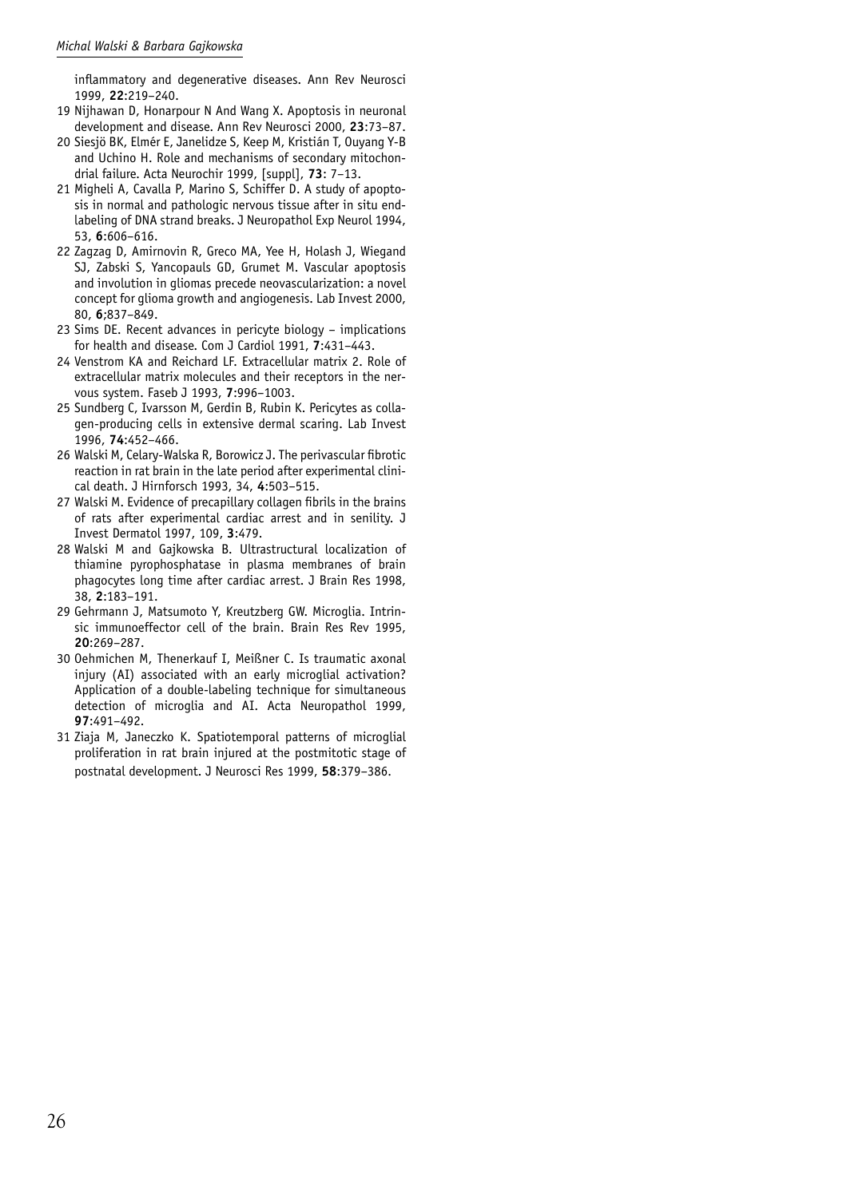inflammatory and degenerative diseases. Ann Rev Neurosci 1999, **22**:219–240.

19 Nijhawan D, Honarpour N And Wang X. Apoptosis in neuronal development and disease. Ann Rev Neurosci 2000, **23**:73–87.

20 Siesjö BK, Elmér E, Janelidze S, Keep M, Kristián T, Ouyang Y-B and Uchino H. Role and mechanisms of secondary mitochondrial failure. Acta Neurochir 1999, [suppl], **73**: 7–13.

21 Migheli A, Cavalla P, Marino S, Schiffer D. A study of apoptosis in normal and pathologic nervous tissue after in situ end-labeling of DNA strand breaks. J Neuropathol Exp Neurol 1994, 53, **6**:606–616.

22 Zagzag D, Amirnovin R, Greco MA, Yee H, Holash J, Wiegand SJ, Zabski S, Yancopauls GD, Grumet M. Vascular apoptosis and involution in gliomas precede neovascularization: a novel concept for glioma growth and angiogenesis. Lab Invest 2000, 80, **6**;837–849.

23 Sims DE. Recent advances in pericyte biology – implications for health and disease. Com J Cardiol 1991, **7**:431–443.

24 Venstrom KA and Reichard LF. Extracellular matrix 2. Role of extracellular matrix molecules and their receptors in the nervous system. Faseb J 1993, **7**:996–1003.

25 Sundberg C, Ivarsson M, Gerdin B, Rubin K. Pericytes as collagen-producing cells in extensive dermal scaring. Lab Invest 1996, **74**:452–466.

26 Walski M, Celary-Walska R, Borowicz J. The perivascular fibrotic reaction in rat brain in the late period after experimental clinical death. J Hirnforsch 1993, 34, **4**:503–515.

27 Walski M. Evidence of precapillary collagen fibrils in the brains of rats after experimental cardiac arrest and in senility. J Invest Dermatol 1997, 109, **3**:479.

28 Walski M and Gajkowska B. Ultrastructural localization of thiamine pyrophosphatase in plasma membranes of brain phagocytes long time after cardiac arrest. J Brain Res 1998, 38, **2**:183–191.

29 Gehrmann J, Matsumoto Y, Kreutzberg GW. Microglia. Intrinsic immunoeffector cell of the brain. Brain Res Rev 1995, **20**:269–287.

30 Oehmichen M, Thenerkauf I, Meißner C. Is traumatic axonal injury (AI) associated with an early microglial activation? Application of a double-labeling technique for simultaneous detection of microglia and AI. Acta Neuropathol 1999, **97**:491–492.

31 Ziaja M, Janeczko K. Spatiotemporal patterns of microglial proliferation in rat brain injured at the postmitotic stage of postnatal development. J Neurosci Res 1999, **58**:379–386.